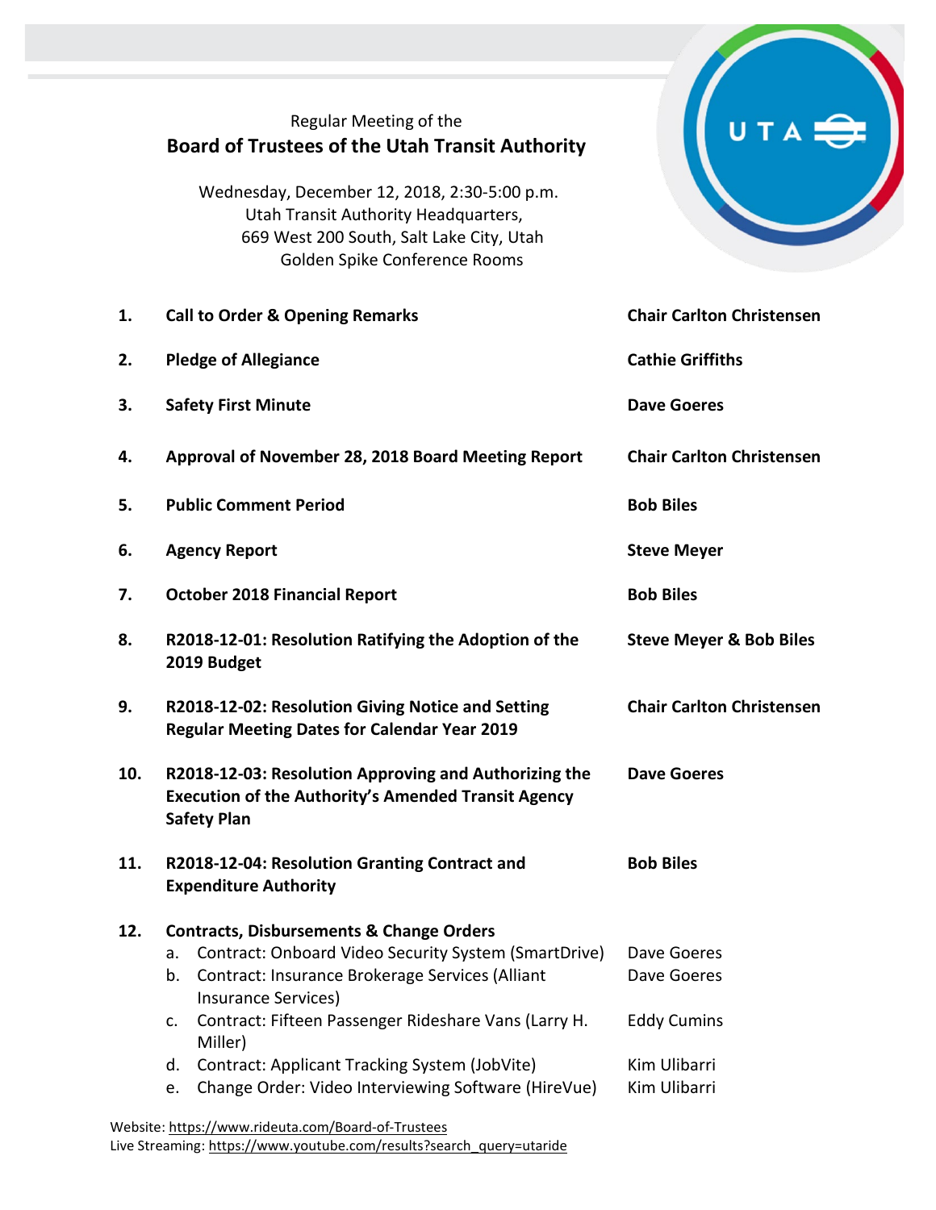Regular Meeting of the

# Board of Trustees of the Utah Transit Authority

Wednesday, December 12, 2018, 2:30-5:00 p.m.
Utah Transit Authority Headquarters,
669 West 200 South, Salt Lake City, Utah
Golden Spike Conference Rooms

| | | |
|---|---|---|
| **1.** | **Call to Order & Opening Remarks** | **Chair Carlton Christensen** |
| **2.** | **Pledge of Allegiance** | **Cathie Griffiths** |
| **3.** | **Safety First Minute** | **Dave Goeres** |
| **4.** | **Approval of November 28, 2018 Board Meeting Report** | **Chair Carlton Christensen** |
| **5.** | **Public Comment Period** | **Bob Biles** |
| **6.** | **Agency Report** | **Steve Meyer** |
| **7.** | **October 2018 Financial Report** | **Bob Biles** |
| **8.** | **R2018-12-01: Resolution Ratifying the Adoption of the 2019 Budget** | **Steve Meyer & Bob Biles** |
| **9.** | **R2018-12-02: Resolution Giving Notice and Setting Regular Meeting Dates for Calendar Year 2019** | **Chair Carlton Christensen** |
| **10.** | **R2018-12-03: Resolution Approving and Authorizing the Execution of the Authority's Amended Transit Agency Safety Plan** | **Dave Goeres** |
| **11.** | **R2018-12-04: Resolution Granting Contract and Expenditure Authority** | **Bob Biles** |
| **12.** | **Contracts, Disbursements & Change Orders** | |
| | a. Contract: Onboard Video Security System (SmartDrive) | Dave Goeres |
| | b. Contract: Insurance Brokerage Services (Alliant Insurance Services) | Dave Goeres |
| | c. Contract: Fifteen Passenger Rideshare Vans (Larry H. Miller) | Eddy Cumins |
| | d. Contract: Applicant Tracking System (JobVite) | Kim Ulibarri |
| | e. Change Order: Video Interviewing Software (HireVue) | Kim Ulibarri |

Website: https://www.rideuta.com/Board-of-Trustees
Live Streaming: https://www.youtube.com/results?search_query=utaride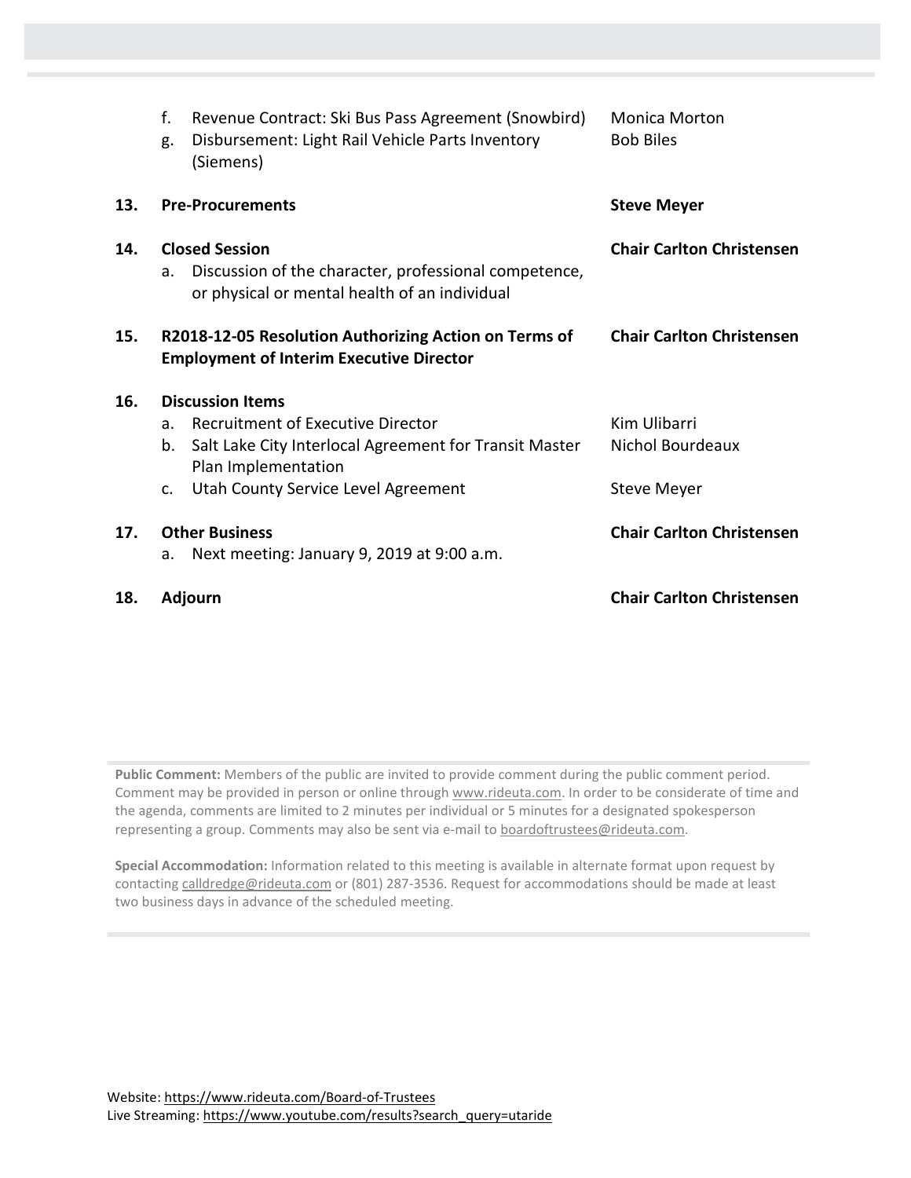f. Revenue Contract: Ski Bus Pass Agreement (Snowbird) — Monica Morton
g. Disbursement: Light Rail Vehicle Parts Inventory (Siemens) — Bob Biles

**13. Pre-Procurements** — **Steve Meyer**

**14. Closed Session** — **Chair Carlton Christensen**

a. Discussion of the character, professional competence, or physical or mental health of an individual

**15. R2018-12-05 Resolution Authorizing Action on Terms of Employment of Interim Executive Director** — **Chair Carlton Christensen**

**16. Discussion Items**

a. Recruitment of Executive Director — Kim Ulibarri
b. Salt Lake City Interlocal Agreement for Transit Master Plan Implementation — Nichol Bourdeaux
c. Utah County Service Level Agreement — Steve Meyer

**17. Other Business** — **Chair Carlton Christensen**

a. Next meeting: January 9, 2019 at 9:00 a.m.

**18. Adjourn** — **Chair Carlton Christensen**

**Public Comment:** Members of the public are invited to provide comment during the public comment period. Comment may be provided in person or online through www.rideuta.com. In order to be considerate of time and the agenda, comments are limited to 2 minutes per individual or 5 minutes for a designated spokesperson representing a group. Comments may also be sent via e-mail to boardoftrustees@rideuta.com.

**Special Accommodation:** Information related to this meeting is available in alternate format upon request by contacting calldredge@rideuta.com or (801) 287-3536. Request for accommodations should be made at least two business days in advance of the scheduled meeting.

Website: https://www.rideuta.com/Board-of-Trustees
Live Streaming: https://www.youtube.com/results?search_query=utaride